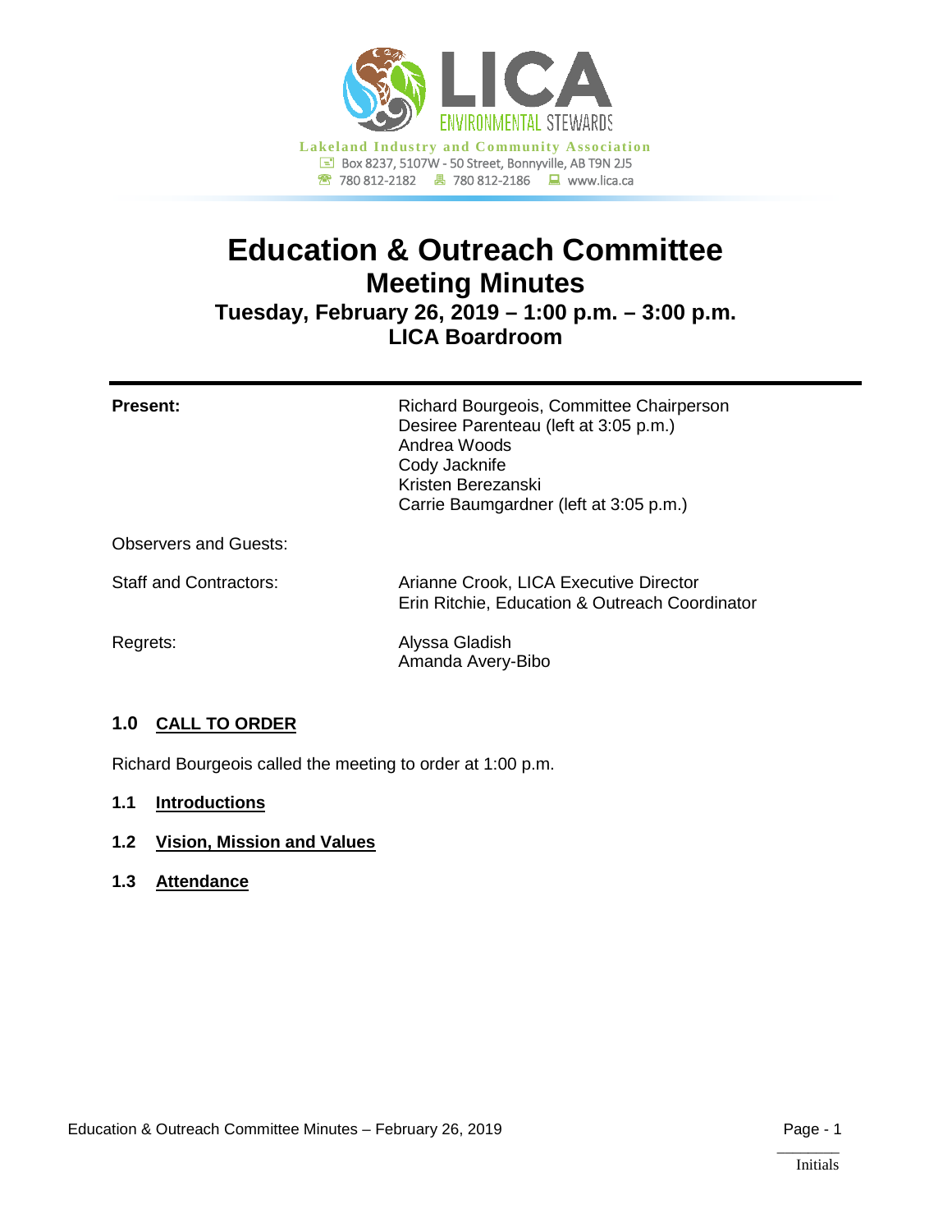LICA ENVIRONMENTAL STEWARDS

**Lakeland Industry and Community Association**

Box 8237, 5107W - 50 Street, Bonnyville, AB T9N 2J5

780 812-2182 | 780 812-2186 | www.lica.ca

# Education & Outreach Committee
## Meeting Minutes
### Tuesday, February 26, 2019 – 1:00 p.m. – 3:00 p.m.
### LICA Boardroom

---

| | |
|---|---|
| **Present:** | Richard Bourgeois, Committee Chairperson<br>Desiree Parenteau (left at 3:05 p.m.)<br>Andrea Woods<br>Cody Jacknife<br>Kristen Berezanski<br>Carrie Baumgardner (left at 3:05 p.m.) |
| Observers and Guests: | |
| Staff and Contractors: | Arianne Crook, LICA Executive Director<br>Erin Ritchie, Education & Outreach Coordinator |
| Regrets: | Alyssa Gladish<br>Amanda Avery-Bibo |

## 1.0 CALL TO ORDER

Richard Bourgeois called the meeting to order at 1:00 p.m.

### 1.1 Introductions

### 1.2 Vision, Mission and Values

### 1.3 Attendance

Initials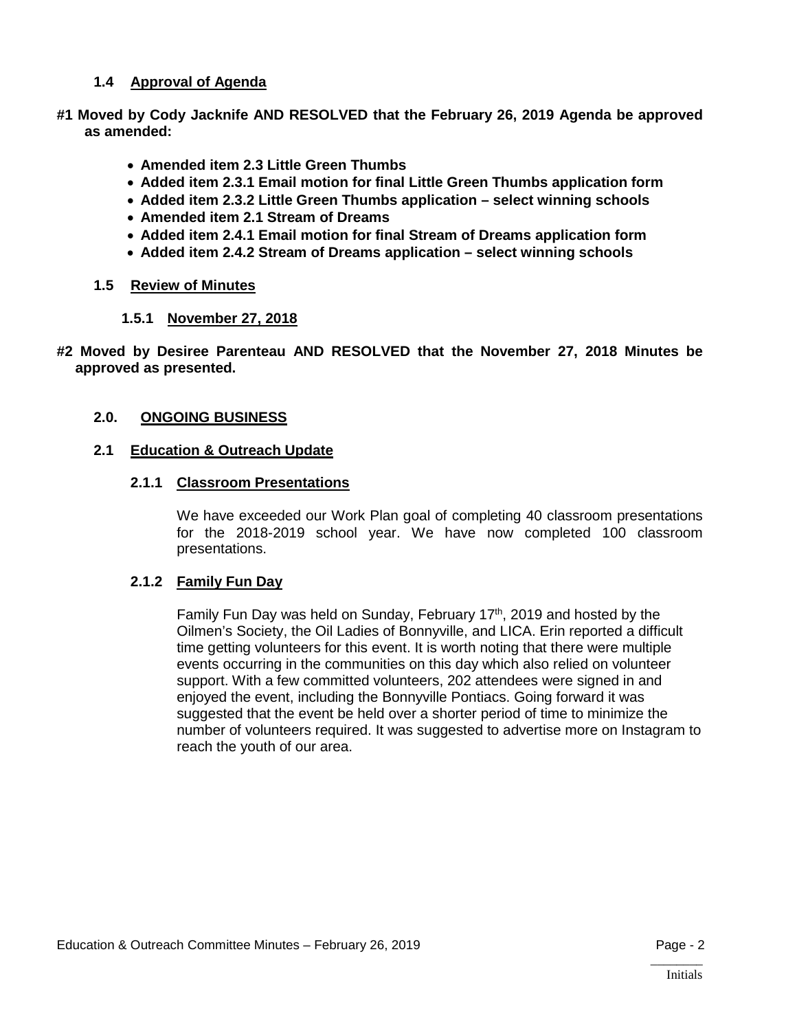### 1.4 Approval of Agenda

**#1 Moved by Cody Jacknife AND RESOLVED that the February 26, 2019 Agenda be approved as amended:**

- **Amended item 2.3 Little Green Thumbs**
- **Added item 2.3.1 Email motion for final Little Green Thumbs application form**
- **Added item 2.3.2 Little Green Thumbs application – select winning schools**
- **Amended item 2.1 Stream of Dreams**
- **Added item 2.4.1 Email motion for final Stream of Dreams application form**
- **Added item 2.4.2 Stream of Dreams application – select winning schools**

### 1.5 Review of Minutes

#### 1.5.1 November 27, 2018

**#2 Moved by Desiree Parenteau AND RESOLVED that the November 27, 2018 Minutes be approved as presented.**

## 2.0. ONGOING BUSINESS

### 2.1 Education & Outreach Update

#### 2.1.1 Classroom Presentations

We have exceeded our Work Plan goal of completing 40 classroom presentations for the 2018-2019 school year. We have now completed 100 classroom presentations.

#### 2.1.2 Family Fun Day

Family Fun Day was held on Sunday, February 17th, 2019 and hosted by the Oilmen's Society, the Oil Ladies of Bonnyville, and LICA. Erin reported a difficult time getting volunteers for this event. It is worth noting that there were multiple events occurring in the communities on this day which also relied on volunteer support. With a few committed volunteers, 202 attendees were signed in and enjoyed the event, including the Bonnyville Pontiacs. Going forward it was suggested that the event be held over a shorter period of time to minimize the number of volunteers required. It was suggested to advertise more on Instagram to reach the youth of our area.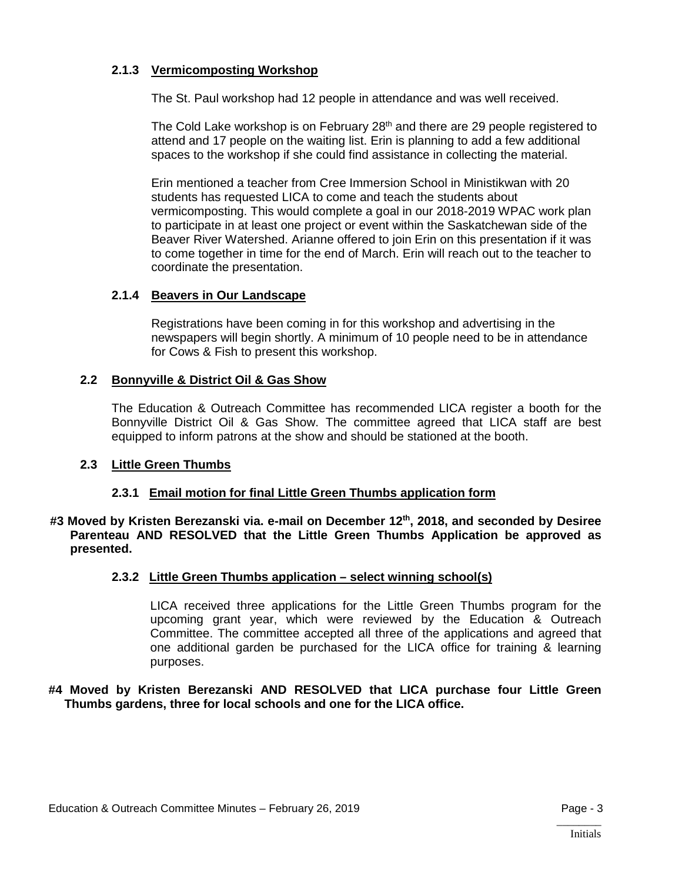#### 2.1.3 Vermicomposting Workshop

The St. Paul workshop had 12 people in attendance and was well received.

The Cold Lake workshop is on February 28th and there are 29 people registered to attend and 17 people on the waiting list. Erin is planning to add a few additional spaces to the workshop if she could find assistance in collecting the material.

Erin mentioned a teacher from Cree Immersion School in Ministikwan with 20 students has requested LICA to come and teach the students about vermicomposting. This would complete a goal in our 2018-2019 WPAC work plan to participate in at least one project or event within the Saskatchewan side of the Beaver River Watershed. Arianne offered to join Erin on this presentation if it was to come together in time for the end of March. Erin will reach out to the teacher to coordinate the presentation.

#### 2.1.4 Beavers in Our Landscape

Registrations have been coming in for this workshop and advertising in the newspapers will begin shortly. A minimum of 10 people need to be in attendance for Cows & Fish to present this workshop.

### 2.2 Bonnyville & District Oil & Gas Show

The Education & Outreach Committee has recommended LICA register a booth for the Bonnyville District Oil & Gas Show. The committee agreed that LICA staff are best equipped to inform patrons at the show and should be stationed at the booth.

### 2.3 Little Green Thumbs

#### 2.3.1 Email motion for final Little Green Thumbs application form

**#3 Moved by Kristen Berezanski via. e-mail on December 12th, 2018, and seconded by Desiree Parenteau AND RESOLVED that the Little Green Thumbs Application be approved as presented.**

#### 2.3.2 Little Green Thumbs application – select winning school(s)

LICA received three applications for the Little Green Thumbs program for the upcoming grant year, which were reviewed by the Education & Outreach Committee. The committee accepted all three of the applications and agreed that one additional garden be purchased for the LICA office for training & learning purposes.

**#4 Moved by Kristen Berezanski AND RESOLVED that LICA purchase four Little Green Thumbs gardens, three for local schools and one for the LICA office.**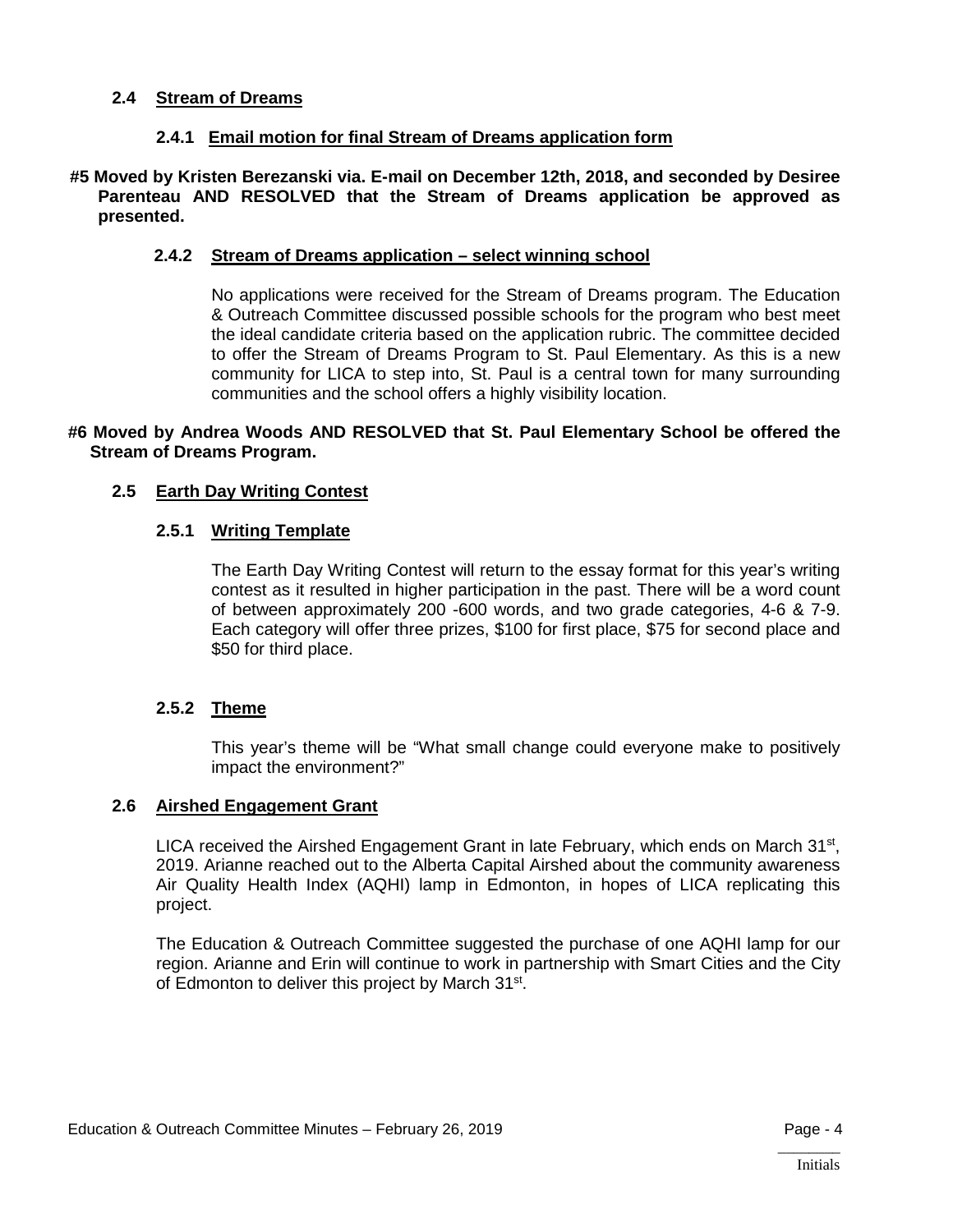### 2.4 Stream of Dreams

#### 2.4.1 Email motion for final Stream of Dreams application form

**#5 Moved by Kristen Berezanski via. E-mail on December 12th, 2018, and seconded by Desiree Parenteau AND RESOLVED that the Stream of Dreams application be approved as presented.**

#### 2.4.2 Stream of Dreams application – select winning school

No applications were received for the Stream of Dreams program. The Education & Outreach Committee discussed possible schools for the program who best meet the ideal candidate criteria based on the application rubric. The committee decided to offer the Stream of Dreams Program to St. Paul Elementary. As this is a new community for LICA to step into, St. Paul is a central town for many surrounding communities and the school offers a highly visibility location.

**#6 Moved by Andrea Woods AND RESOLVED that St. Paul Elementary School be offered the Stream of Dreams Program.**

### 2.5 Earth Day Writing Contest

#### 2.5.1 Writing Template

The Earth Day Writing Contest will return to the essay format for this year's writing contest as it resulted in higher participation in the past. There will be a word count of between approximately 200 -600 words, and two grade categories, 4-6 & 7-9. Each category will offer three prizes, $100 for first place, $75 for second place and $50 for third place.

#### 2.5.2 Theme

This year's theme will be "What small change could everyone make to positively impact the environment?"

### 2.6 Airshed Engagement Grant

LICA received the Airshed Engagement Grant in late February, which ends on March 31st, 2019. Arianne reached out to the Alberta Capital Airshed about the community awareness Air Quality Health Index (AQHI) lamp in Edmonton, in hopes of LICA replicating this project.

The Education & Outreach Committee suggested the purchase of one AQHI lamp for our region. Arianne and Erin will continue to work in partnership with Smart Cities and the City of Edmonton to deliver this project by March 31st.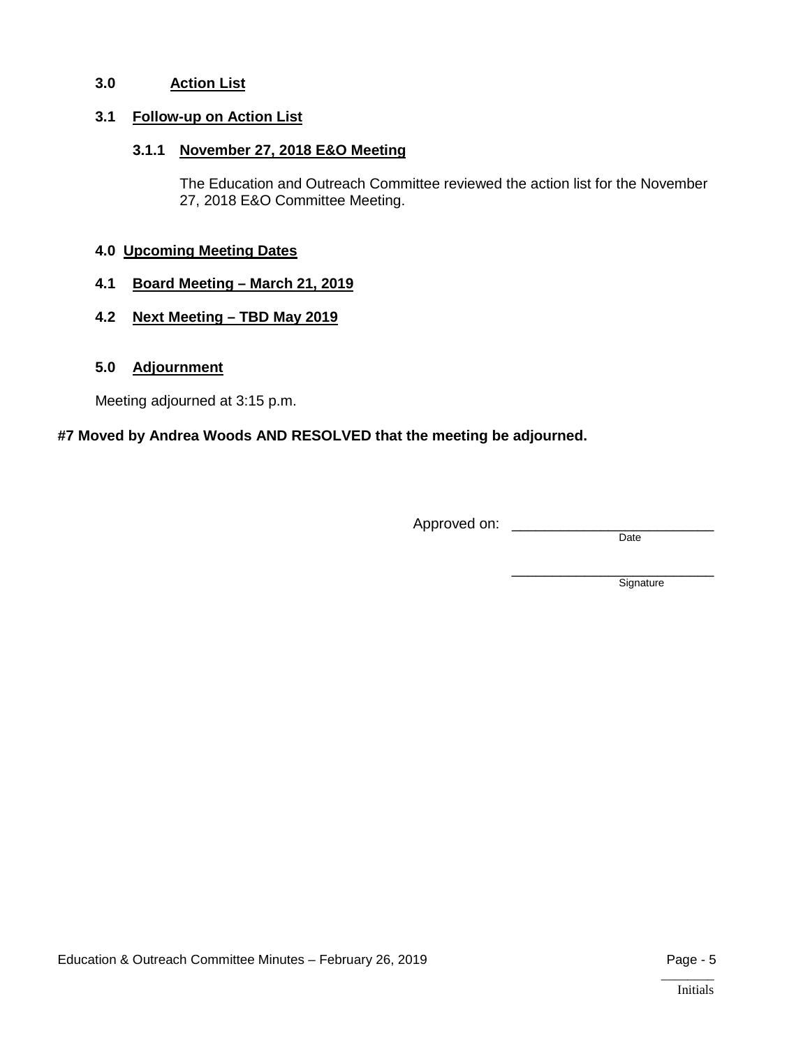## 3.0 Action List

### 3.1 Follow-up on Action List

#### 3.1.1 November 27, 2018 E&O Meeting

The Education and Outreach Committee reviewed the action list for the November 27, 2018 E&O Committee Meeting.

## 4.0 Upcoming Meeting Dates

### 4.1 Board Meeting – March 21, 2019

### 4.2 Next Meeting – TBD May 2019

## 5.0 Adjournment

Meeting adjourned at 3:15 p.m.

**#7 Moved by Andrea Woods AND RESOLVED that the meeting be adjourned.**

Approved on: ________________________
Date

________________________
Signature

________
Initials